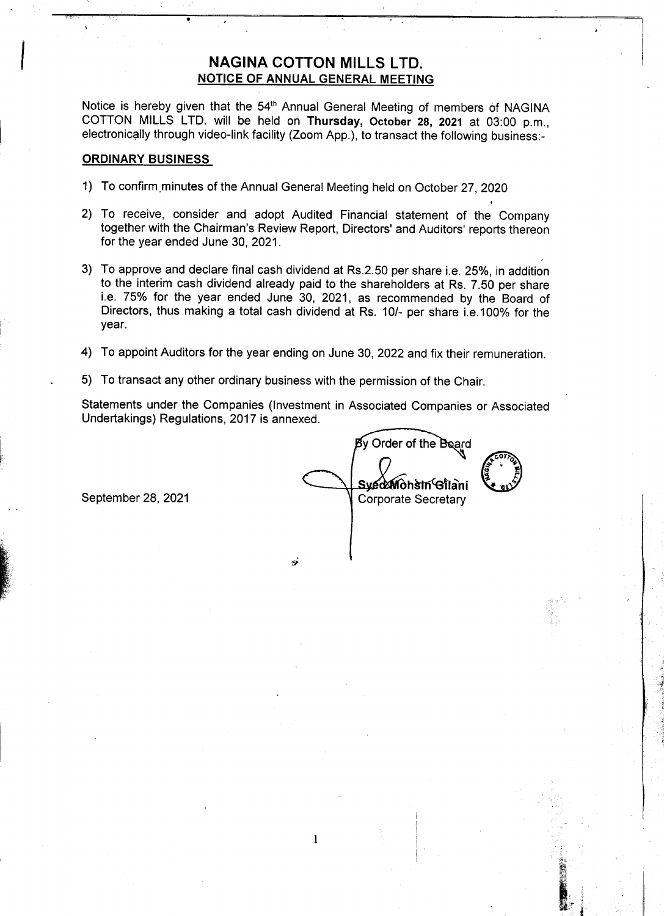# NAGINA COTTON MILLS LTD.

## NOTICE OF ANNUAL GENERAL MEETING

Notice is hereby given that the 54th Annual General Meeting of members of NAGINA COTTON MILLS LTD. will be held on **Thursday, October 28, 2021** at 03:00 p.m., electronically through video-link facility (Zoom App.), to transact the following business:-

### ORDINARY BUSINESS

1) To confirm minutes of the Annual General Meeting held on October 27, 2020

2) To receive, consider and adopt Audited Financial statement of the Company together with the Chairman's Review Report, Directors' and Auditors' reports thereon for the year ended June 30, 2021.

3) To approve and declare final cash dividend at Rs.2.50 per share i.e. 25%, in addition to the interim cash dividend already paid to the shareholders at Rs. 7.50 per share i.e. 75% for the year ended June 30, 2021, as recommended by the Board of Directors, thus making a total cash dividend at Rs. 10/- per share i.e.100% for the year.

4) To appoint Auditors for the year ending on June 30, 2022 and fix their remuneration.

5) To transact any other ordinary business with the permission of the Chair.

Statements under the Companies (Investment in Associated Companies or Associated Undertakings) Regulations, 2017 is annexed.

By Order of the Board

Syed Mohsin Gilani
Corporate Secretary

September 28, 2021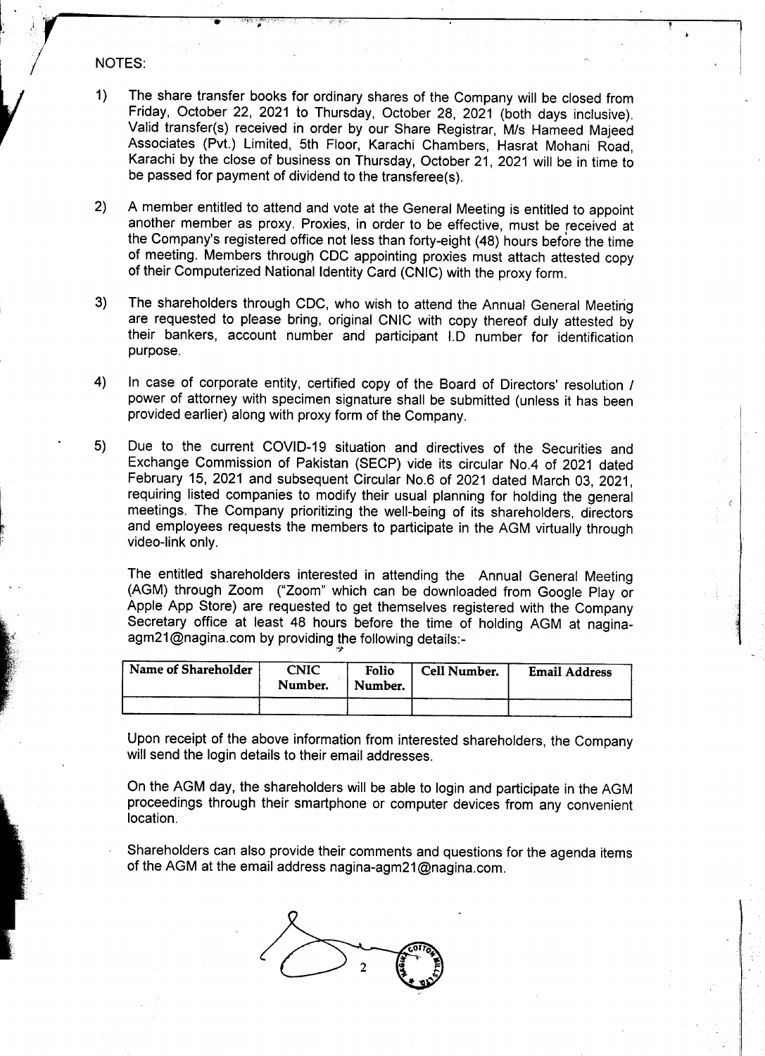NOTES:

1) The share transfer books for ordinary shares of the Company will be closed from Friday, October 22, 2021 to Thursday, October 28, 2021 (both days inclusive). Valid transfer(s) received in order by our Share Registrar, M/s Hameed Majeed Associates (Pvt.) Limited, 5th Floor, Karachi Chambers, Hasrat Mohani Road, Karachi by the close of business on Thursday, October 21, 2021 will be in time to be passed for payment of dividend to the transferee(s).

2) A member entitled to attend and vote at the General Meeting is entitled to appoint another member as proxy. Proxies, in order to be effective, must be received at the Company's registered office not less than forty-eight (48) hours before the time of meeting. Members through CDC appointing proxies must attach attested copy of their Computerized National Identity Card (CNIC) with the proxy form.

3) The shareholders through CDC, who wish to attend the Annual General Meeting are requested to please bring, original CNIC with copy thereof duly attested by their bankers, account number and participant I.D number for identification purpose.

4) In case of corporate entity, certified copy of the Board of Directors' resolution / power of attorney with specimen signature shall be submitted (unless it has been provided earlier) along with proxy form of the Company.

5) Due to the current COVID-19 situation and directives of the Securities and Exchange Commission of Pakistan (SECP) vide its circular No.4 of 2021 dated February 15, 2021 and subsequent Circular No.6 of 2021 dated March 03, 2021, requiring listed companies to modify their usual planning for holding the general meetings. The Company prioritizing the well-being of its shareholders, directors and employees requests the members to participate in the AGM virtually through video-link only.

   The entitled shareholders interested in attending the Annual General Meeting (AGM) through Zoom ("Zoom" which can be downloaded from Google Play or Apple App Store) are requested to get themselves registered with the Company Secretary office at least 48 hours before the time of holding AGM at nagina-agm21@nagina.com by providing the following details:-

| Name of Shareholder | CNIC Number. | Folio Number. | Cell Number. | Email Address |
|---|---|---|---|---|
| | | | | |

   Upon receipt of the above information from interested shareholders, the Company will send the login details to their email addresses.

   On the AGM day, the shareholders will be able to login and participate in the AGM proceedings through their smartphone or computer devices from any convenient location.

   Shareholders can also provide their comments and questions for the agenda items of the AGM at the email address nagina-agm21@nagina.com.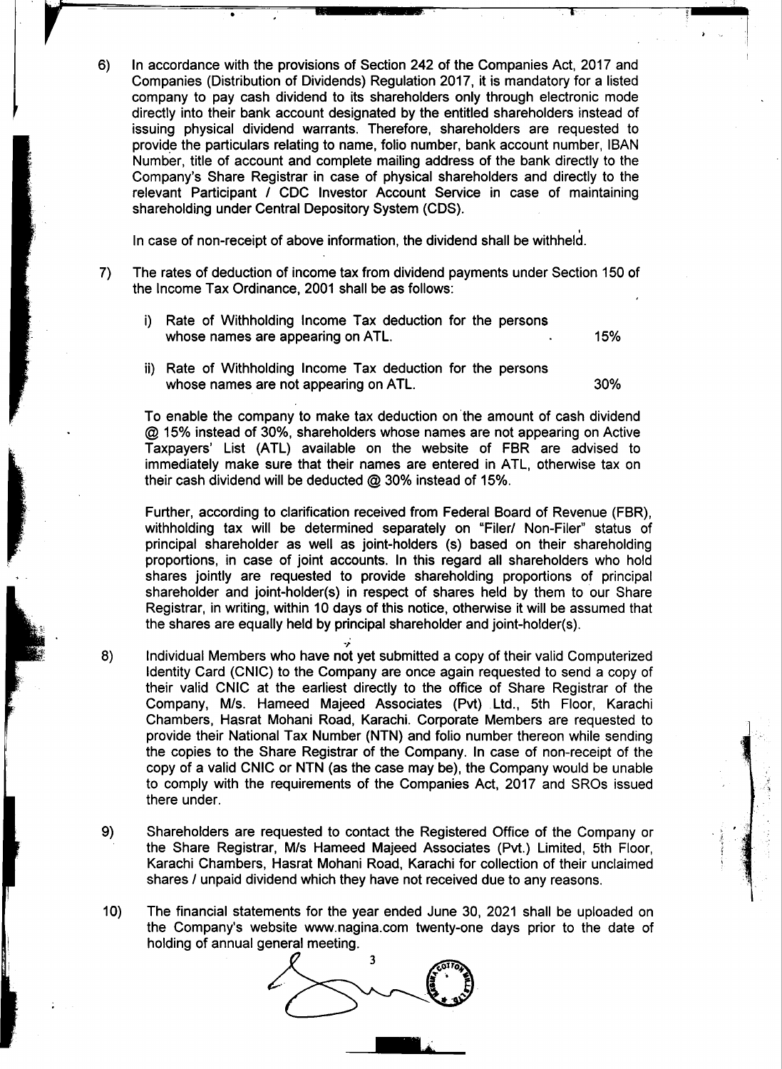6) In accordance with the provisions of Section 242 of the Companies Act, 2017 and Companies (Distribution of Dividends) Regulation 2017, it is mandatory for a listed company to pay cash dividend to its shareholders only through electronic mode directly into their bank account designated by the entitled shareholders instead of issuing physical dividend warrants. Therefore, shareholders are requested to provide the particulars relating to name, folio number, bank account number, IBAN Number, title of account and complete mailing address of the bank directly to the Company's Share Registrar in case of physical shareholders and directly to the relevant Participant / CDC Investor Account Service in case of maintaining shareholding under Central Depository System (CDS).

   In case of non-receipt of above information, the dividend shall be withheld.

7) The rates of deduction of income tax from dividend payments under Section 150 of the Income Tax Ordinance, 2001 shall be as follows:

   i) Rate of Withholding Income Tax deduction for the persons whose names are appearing on ATL. 15%

   ii) Rate of Withholding Income Tax deduction for the persons whose names are not appearing on ATL. 30%

   To enable the company to make tax deduction on the amount of cash dividend @ 15% instead of 30%, shareholders whose names are not appearing on Active Taxpayers' List (ATL) available on the website of FBR are advised to immediately make sure that their names are entered in ATL, otherwise tax on their cash dividend will be deducted @ 30% instead of 15%.

   Further, according to clarification received from Federal Board of Revenue (FBR), withholding tax will be determined separately on "Filer/ Non-Filer" status of principal shareholder as well as joint-holders (s) based on their shareholding proportions, in case of joint accounts. In this regard all shareholders who hold shares jointly are requested to provide shareholding proportions of principal shareholder and joint-holder(s) in respect of shares held by them to our Share Registrar, in writing, within 10 days of this notice, otherwise it will be assumed that the shares are equally held by principal shareholder and joint-holder(s).

8) Individual Members who have not yet submitted a copy of their valid Computerized Identity Card (CNIC) to the Company are once again requested to send a copy of their valid CNIC at the earliest directly to the office of Share Registrar of the Company, M/s. Hameed Majeed Associates (Pvt) Ltd., 5th Floor, Karachi Chambers, Hasrat Mohani Road, Karachi. Corporate Members are requested to provide their National Tax Number (NTN) and folio number thereon while sending the copies to the Share Registrar of the Company. In case of non-receipt of the copy of a valid CNIC or NTN (as the case may be), the Company would be unable to comply with the requirements of the Companies Act, 2017 and SROs issued there under.

9) Shareholders are requested to contact the Registered Office of the Company or the Share Registrar, M/s Hameed Majeed Associates (Pvt.) Limited, 5th Floor, Karachi Chambers, Hasrat Mohani Road, Karachi for collection of their unclaimed shares / unpaid dividend which they have not received due to any reasons.

10) The financial statements for the year ended June 30, 2021 shall be uploaded on the Company's website www.nagina.com twenty-one days prior to the date of holding of annual general meeting.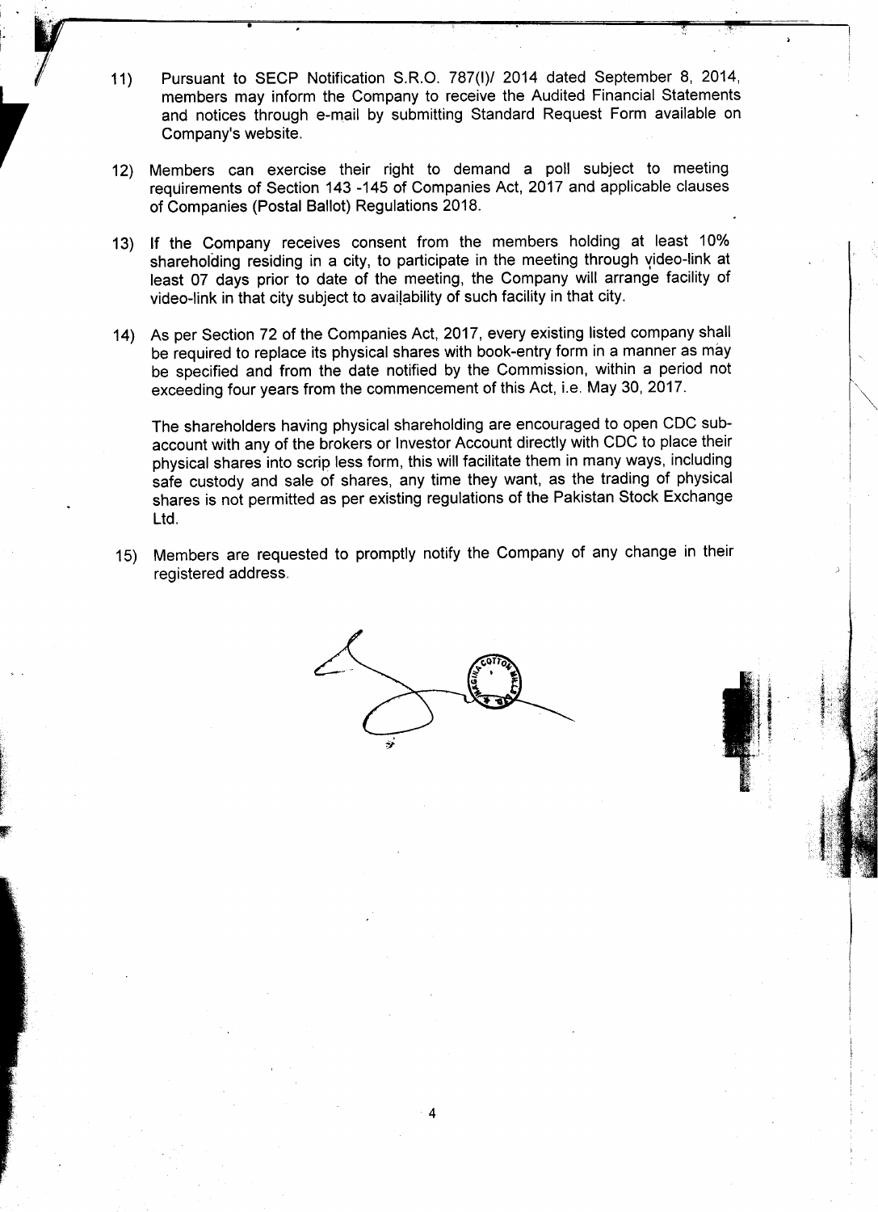11) Pursuant to SECP Notification S.R.O. 787(I)/ 2014 dated September 8, 2014, members may inform the Company to receive the Audited Financial Statements and notices through e-mail by submitting Standard Request Form available on Company's website.

12) Members can exercise their right to demand a poll subject to meeting requirements of Section 143 -145 of Companies Act, 2017 and applicable clauses of Companies (Postal Ballot) Regulations 2018.

13) If the Company receives consent from the members holding at least 10% shareholding residing in a city, to participate in the meeting through video-link at least 07 days prior to date of the meeting, the Company will arrange facility of video-link in that city subject to availability of such facility in that city.

14) As per Section 72 of the Companies Act, 2017, every existing listed company shall be required to replace its physical shares with book-entry form in a manner as may be specified and from the date notified by the Commission, within a period not exceeding four years from the commencement of this Act, i.e. May 30, 2017.

    The shareholders having physical shareholding are encouraged to open CDC sub-account with any of the brokers or Investor Account directly with CDC to place their physical shares into scrip less form, this will facilitate them in many ways, including safe custody and sale of shares, any time they want, as the trading of physical shares is not permitted as per existing regulations of the Pakistan Stock Exchange Ltd.

15) Members are requested to promptly notify the Company of any change in their registered address.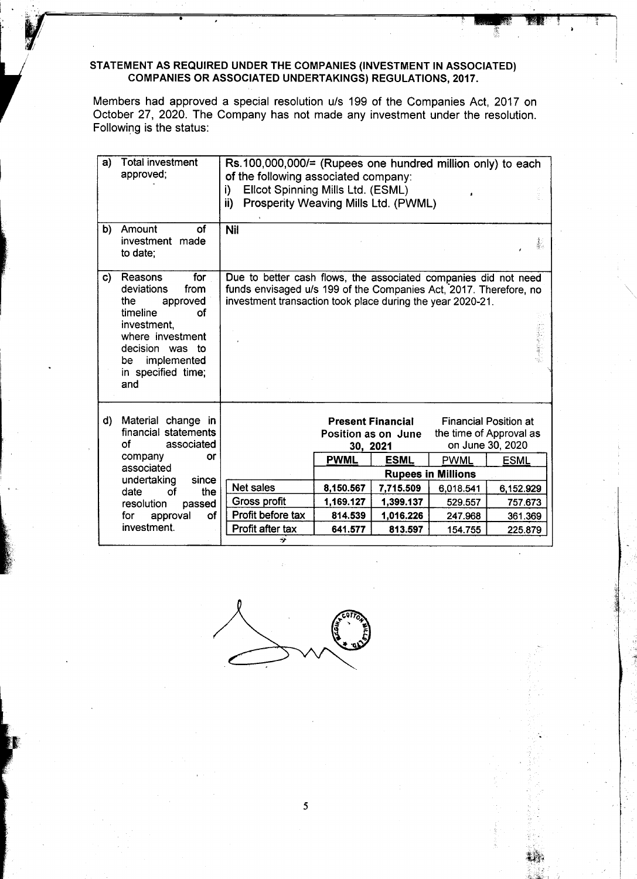**STATEMENT AS REQUIRED UNDER THE COMPANIES (INVESTMENT IN ASSOCIATED) COMPANIES OR ASSOCIATED UNDERTAKINGS) REGULATIONS, 2017.**

Members had approved a special resolution u/s 199 of the Companies Act, 2017 on October 27, 2020. The Company has not made any investment under the resolution. Following is the status:

| | |
|---|---|
| a) Total investment approved; | Rs.100,000,000/= (Rupees one hundred million only) to each of the following associated company:<br>i) Ellcot Spinning Mills Ltd. (ESML)<br>ii) Prosperity Weaving Mills Ltd. (PWML) |
| b) Amount of investment made to date; | **Nil** |
| c) Reasons for deviations from the approved timeline of investment, where investment decision was to be implemented in specified time; and | Due to better cash flows, the associated companies did not need funds envisaged u/s 199 of the Companies Act, 2017. Therefore, no investment transaction took place during the year 2020-21. |
| d) Material change in financial statements of associated company or associated undertaking since date of the resolution passed for approval of investment. | See table below |

| | Present Financial Position as on June 30, 2021 | | Financial Position at the time of Approval as on June 30, 2020 | |
|---|---|---|---|---|
| | PWML | ESML | PWML | ESML |
| | Rupees in Millions | | | |
| Net sales | 8,150.567 | 7,715.509 | 6,018.541 | 6,152.929 |
| Gross profit | 1,169.127 | 1,399.137 | 529.557 | 757.673 |
| Profit before tax | 814.539 | 1,016.226 | 247.968 | 361.369 |
| Profit after tax | 641.577 | 813.597 | 154.755 | 225.879 |